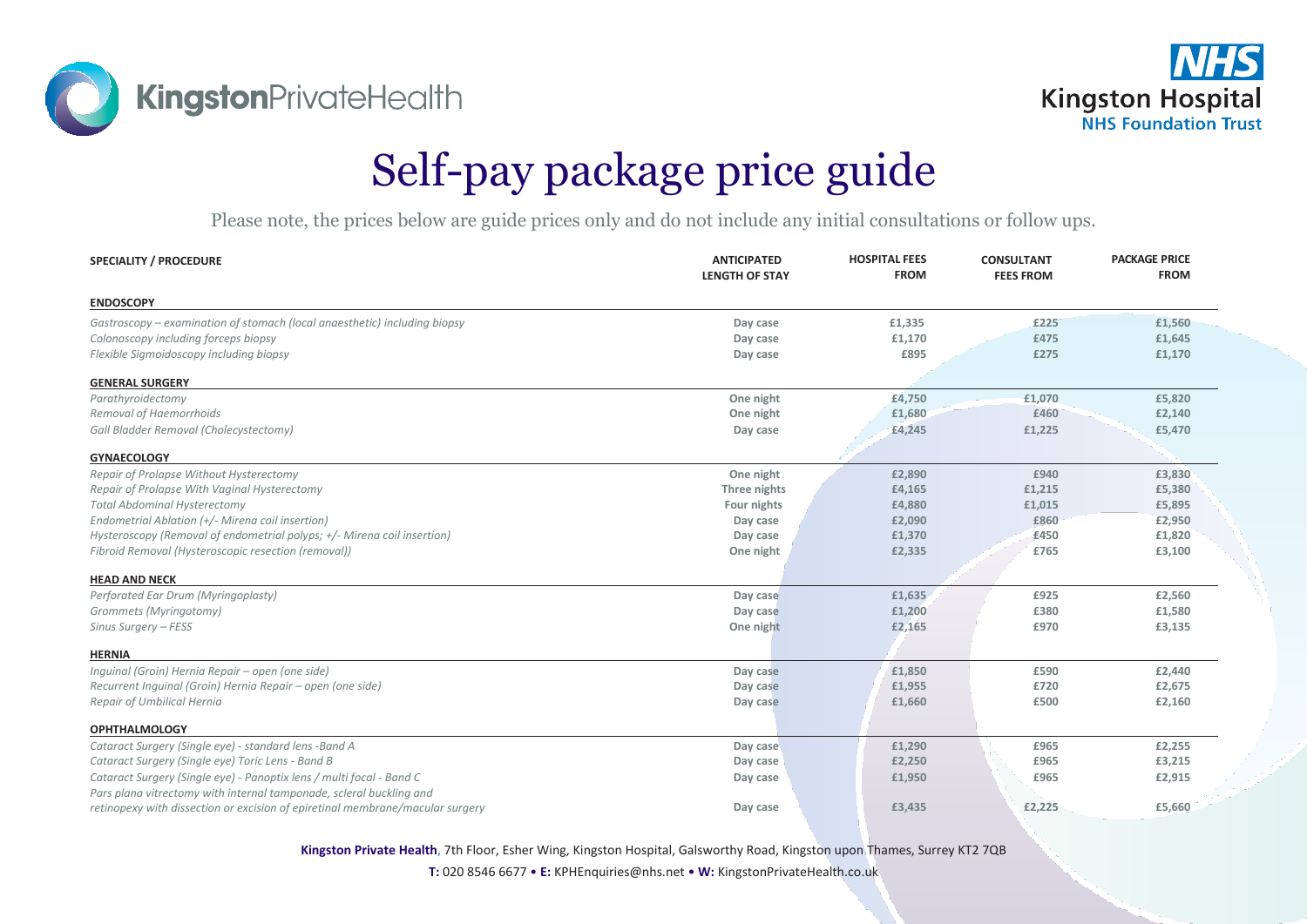KingstonPrivateHealth

NHS Kingston Hospital NHS Foundation Trust

# Self-pay package price guide

Please note, the prices below are guide prices only and do not include any initial consultations or follow ups.

| SPECIALITY / PROCEDURE | ANTICIPATED LENGTH OF STAY | HOSPITAL FEES FROM | CONSULTANT FEES FROM | PACKAGE PRICE FROM |
|---|---|---|---|---|
| **ENDOSCOPY** | | | | |
| *Gastroscopy – examination of stomach (local anaesthetic) including biopsy* | Day case | £1,335 | £225 | £1,560 |
| *Colonoscopy including forceps biopsy* | Day case | £1,170 | £475 | £1,645 |
| *Flexible Sigmoidoscopy including biopsy* | Day case | £895 | £275 | £1,170 |
| **GENERAL SURGERY** | | | | |
| *Parathyroidectomy* | One night | £4,750 | £1,070 | £5,820 |
| *Removal of Haemorrhoids* | One night | £1,680 | £460 | £2,140 |
| *Gall Bladder Removal (Cholecystectomy)* | Day case | £4,245 | £1,225 | £5,470 |
| **GYNAECOLOGY** | | | | |
| *Repair of Prolapse Without Hysterectomy* | One night | £2,890 | £940 | £3,830 |
| *Repair of Prolapse With Vaginal Hysterectomy* | Three nights | £4,165 | £1,215 | £5,380 |
| *Total Abdominal Hysterectomy* | Four nights | £4,880 | £1,015 | £5,895 |
| *Endometrial Ablation (+/- Mirena coil insertion)* | Day case | £2,090 | £860 | £2,950 |
| *Hysteroscopy (Removal of endometrial polyps; +/- Mirena coil insertion)* | Day case | £1,370 | £450 | £1,820 |
| *Fibroid Removal (Hysteroscopic resection (removal))* | One night | £2,335 | £765 | £3,100 |
| **HEAD AND NECK** | | | | |
| *Perforated Ear Drum (Myringoplasty)* | Day case | £1,635 | £925 | £2,560 |
| *Grommets (Myringotomy)* | Day case | £1,200 | £380 | £1,580 |
| *Sinus Surgery – FESS* | One night | £2,165 | £970 | £3,135 |
| **HERNIA** | | | | |
| *Inguinal (Groin) Hernia Repair – open (one side)* | Day case | £1,850 | £590 | £2,440 |
| *Recurrent Inguinal (Groin) Hernia Repair – open (one side)* | Day case | £1,955 | £720 | £2,675 |
| *Repair of Umbilical Hernia* | Day case | £1,660 | £500 | £2,160 |
| **OPHTHALMOLOGY** | | | | |
| *Cataract Surgery (Single eye) - standard lens -Band A* | Day case | £1,290 | £965 | £2,255 |
| *Cataract Surgery (Single eye) Toric Lens - Band B* | Day case | £2,250 | £965 | £3,215 |
| *Cataract Surgery (Single eye) - Panoptix lens / multi focal - Band C* | Day case | £1,950 | £965 | £2,915 |
| *Pars plana vitrectomy with internal tamponade, scleral buckling and retinopexy with dissection or excision of epiretinal membrane/macular surgery* | Day case | £3,435 | £2,225 | £5,660 |

**Kingston Private Health**, 7th Floor, Esher Wing, Kingston Hospital, Galsworthy Road, Kingston upon Thames, Surrey KT2 7QB

**T:** 020 8546 6677 • **E:** KPHEnquiries@nhs.net • **W:** KingstonPrivateHealth.co.uk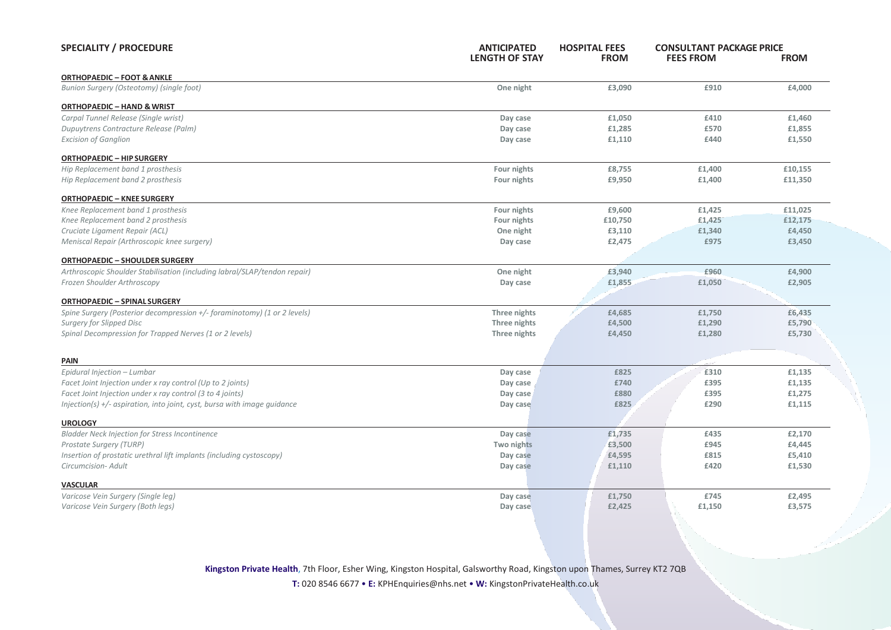| SPECIALITY / PROCEDURE | ANTICIPATED LENGTH OF STAY | HOSPITAL FEES FROM | CONSULTANT FEES FROM | PACKAGE PRICE FROM |
|---|---|---|---|---|
| **ORTHOPAEDIC – FOOT & ANKLE** | | | | |
| *Bunion Surgery (Osteotomy) (single foot)* | One night | £3,090 | £910 | £4,000 |
| **ORTHOPAEDIC – HAND & WRIST** | | | | |
| *Carpal Tunnel Release (Single wrist)* | Day case | £1,050 | £410 | £1,460 |
| *Dupuytrens Contracture Release (Palm)* | Day case | £1,285 | £570 | £1,855 |
| *Excision of Ganglion* | Day case | £1,110 | £440 | £1,550 |
| **ORTHOPAEDIC – HIP SURGERY** | | | | |
| *Hip Replacement band 1 prosthesis* | Four nights | £8,755 | £1,400 | £10,155 |
| *Hip Replacement band 2 prosthesis* | Four nights | £9,950 | £1,400 | £11,350 |
| **ORTHOPAEDIC – KNEE SURGERY** | | | | |
| *Knee Replacement band 1 prosthesis* | Four nights | £9,600 | £1,425 | £11,025 |
| *Knee Replacement band 2 prosthesis* | Four nights | £10,750 | £1,425 | £12,175 |
| *Cruciate Ligament Repair (ACL)* | One night | £3,110 | £1,340 | £4,450 |
| *Meniscal Repair (Arthroscopic knee surgery)* | Day case | £2,475 | £975 | £3,450 |
| **ORTHOPAEDIC – SHOULDER SURGERY** | | | | |
| *Arthroscopic Shoulder Stabilisation (including labral/SLAP/tendon repair)* | One night | £3,940 | £960 | £4,900 |
| *Frozen Shoulder Arthroscopy* | Day case | £1,855 | £1,050 | £2,905 |
| **ORTHOPAEDIC – SPINAL SURGERY** | | | | |
| *Spine Surgery (Posterior decompression +/- foraminotomy) (1 or 2 levels)* | Three nights | £4,685 | £1,750 | £6,435 |
| *Surgery for Slipped Disc* | Three nights | £4,500 | £1,290 | £5,790 |
| *Spinal Decompression for Trapped Nerves (1 or 2 levels)* | Three nights | £4,450 | £1,280 | £5,730 |
| **PAIN** | | | | |
| *Epidural Injection – Lumbar* | Day case | £825 | £310 | £1,135 |
| *Facet Joint Injection under x ray control (Up to 2 joints)* | Day case | £740 | £395 | £1,135 |
| *Facet Joint Injection under x ray control (3 to 4 joints)* | Day case | £880 | £395 | £1,275 |
| *Injection(s) +/- aspiration, into joint, cyst, bursa with image guidance* | Day case | £825 | £290 | £1,115 |
| **UROLOGY** | | | | |
| *Bladder Neck Injection for Stress Incontinence* | Day case | £1,735 | £435 | £2,170 |
| *Prostate Surgery (TURP)* | Two nights | £3,500 | £945 | £4,445 |
| *Insertion of prostatic urethral lift implants (including cystoscopy)* | Day case | £4,595 | £815 | £5,410 |
| *Circumcision- Adult* | Day case | £1,110 | £420 | £1,530 |
| **VASCULAR** | | | | |
| *Varicose Vein Surgery (Single leg)* | Day case | £1,750 | £745 | £2,495 |
| *Varicose Vein Surgery (Both legs)* | Day case | £2,425 | £1,150 | £3,575 |

**Kingston Private Health**, 7th Floor, Esher Wing, Kingston Hospital, Galsworthy Road, Kingston upon Thames, Surrey KT2 7QB

**T:** 020 8546 6677 • **E:** KPHEnquiries@nhs.net • **W:** KingstonPrivateHealth.co.uk